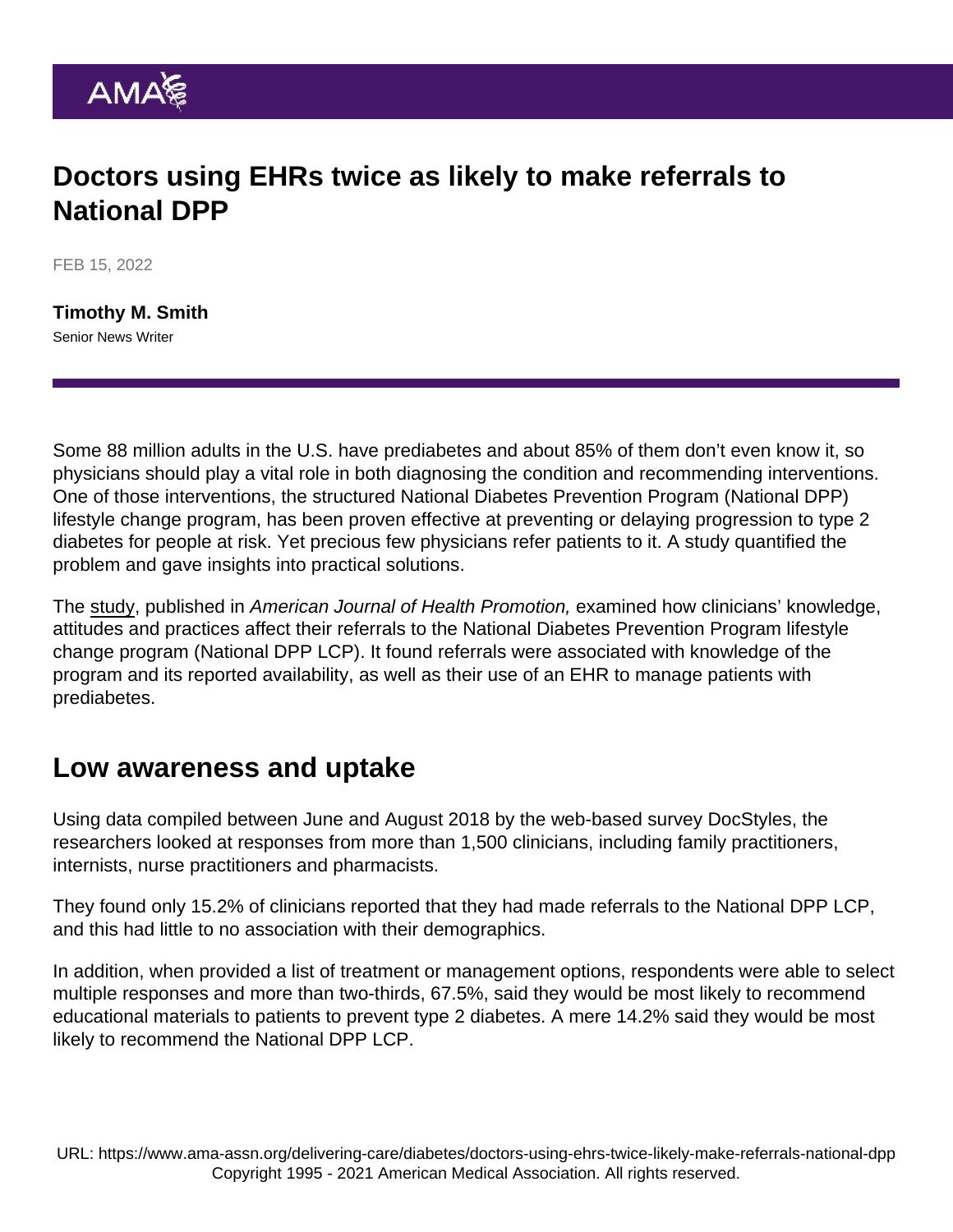# Doctors using EHRs twice as likely to make referrals to National DPP

FEB 15, 2022

**Timothy M. Smith**
Senior News Writer

Some 88 million adults in the U.S. have prediabetes and about 85% of them don't even know it, so physicians should play a vital role in both diagnosing the condition and recommending interventions. One of those interventions, the structured National Diabetes Prevention Program (National DPP) lifestyle change program, has been proven effective at preventing or delaying progression to type 2 diabetes for people at risk. Yet precious few physicians refer patients to it. A study quantified the problem and gave insights into practical solutions.

The study, published in *American Journal of Health Promotion,* examined how clinicians' knowledge, attitudes and practices affect their referrals to the National Diabetes Prevention Program lifestyle change program (National DPP LCP). It found referrals were associated with knowledge of the program and its reported availability, as well as their use of an EHR to manage patients with prediabetes.

## Low awareness and uptake

Using data compiled between June and August 2018 by the web-based survey DocStyles, the researchers looked at responses from more than 1,500 clinicians, including family practitioners, internists, nurse practitioners and pharmacists.

They found only 15.2% of clinicians reported that they had made referrals to the National DPP LCP, and this had little to no association with their demographics.

In addition, when provided a list of treatment or management options, respondents were able to select multiple responses and more than two-thirds, 67.5%, said they would be most likely to recommend educational materials to patients to prevent type 2 diabetes. A mere 14.2% said they would be most likely to recommend the National DPP LCP.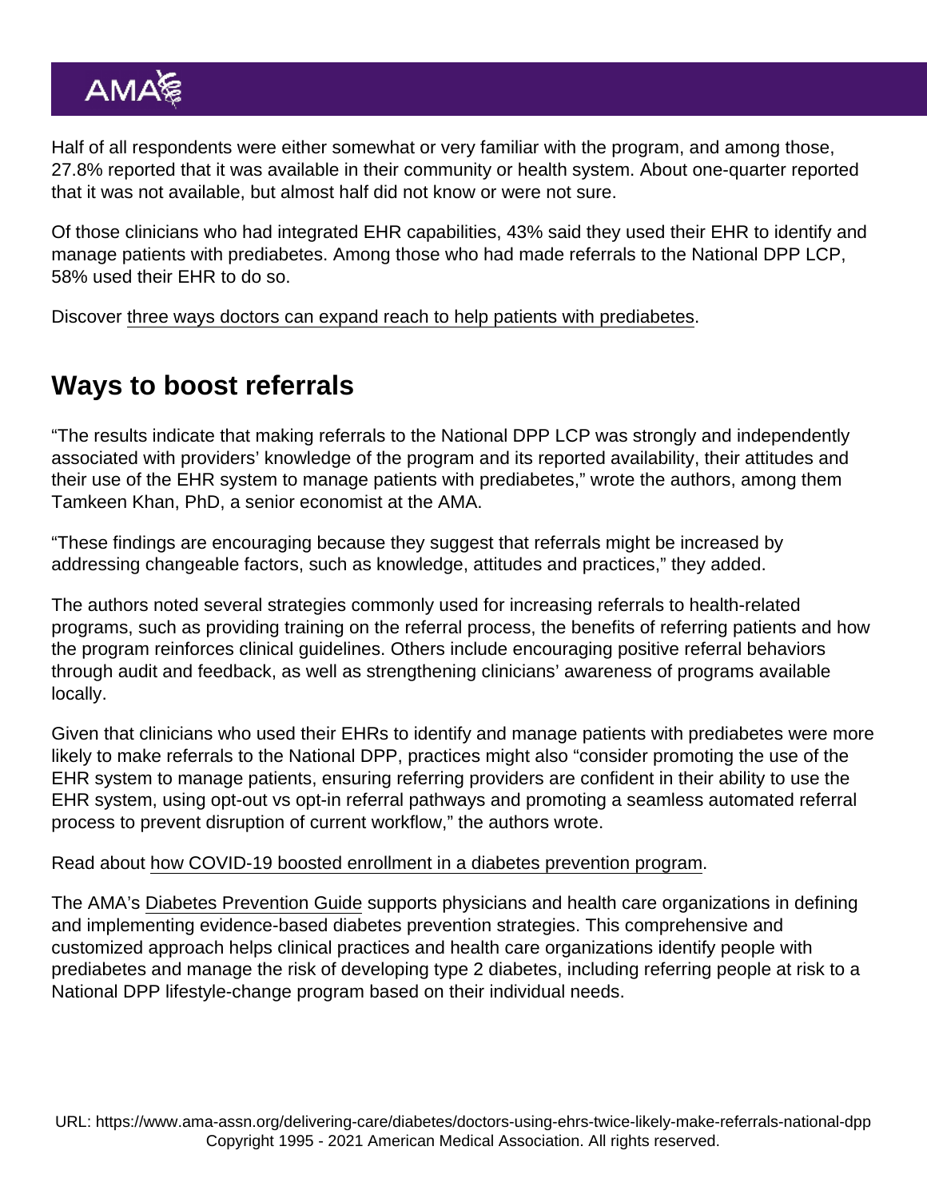Half of all respondents were either somewhat or very familiar with the program, and among those, 27.8% reported that it was available in their community or health system. About one-quarter reported that it was not available, but almost half did not know or were not sure.

Of those clinicians who had integrated EHR capabilities, 43% said they used their EHR to identify and manage patients with prediabetes. Among those who had made referrals to the National DPP LCP, 58% used their EHR to do so.

Discover three ways doctors can expand reach to help patients with prediabetes.

## Ways to boost referrals

“The results indicate that making referrals to the National DPP LCP was strongly and independently associated with providers' knowledge of the program and its reported availability, their attitudes and their use of the EHR system to manage patients with prediabetes,” wrote the authors, among them Tamkeen Khan, PhD, a senior economist at the AMA.

“These findings are encouraging because they suggest that referrals might be increased by addressing changeable factors, such as knowledge, attitudes and practices,” they added.

The authors noted several strategies commonly used for increasing referrals to health-related programs, such as providing training on the referral process, the benefits of referring patients and how the program reinforces clinical guidelines. Others include encouraging positive referral behaviors through audit and feedback, as well as strengthening clinicians' awareness of programs available locally.

Given that clinicians who used their EHRs to identify and manage patients with prediabetes were more likely to make referrals to the National DPP, practices might also “consider promoting the use of the EHR system to manage patients, ensuring referring providers are confident in their ability to use the EHR system, using opt-out vs opt-in referral pathways and promoting a seamless automated referral process to prevent disruption of current workflow,” the authors wrote.

Read about how COVID-19 boosted enrollment in a diabetes prevention program.

The AMA's Diabetes Prevention Guide supports physicians and health care organizations in defining and implementing evidence-based diabetes prevention strategies. This comprehensive and customized approach helps clinical practices and health care organizations identify people with prediabetes and manage the risk of developing type 2 diabetes, including referring people at risk to a National DPP lifestyle-change program based on their individual needs.